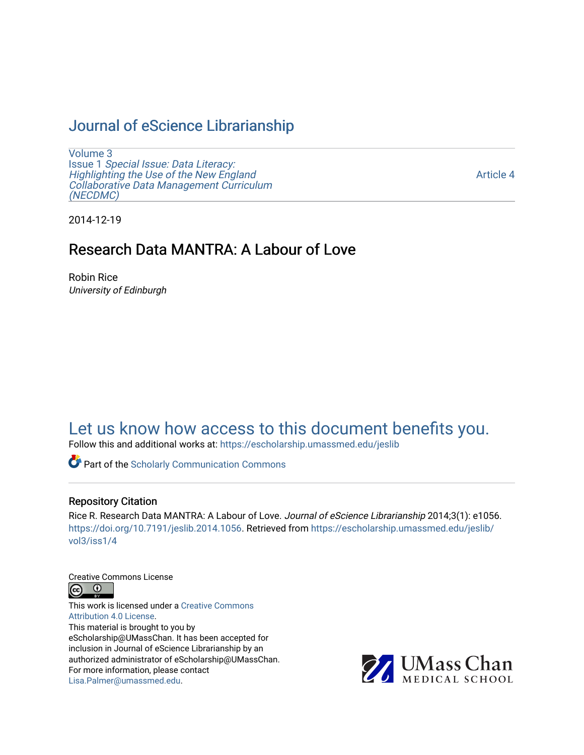# Journal of eScience Librarianship

Volume 3
Issue 1 *Special Issue: Data Literacy: Highlighting the Use of the New England Collaborative Data Management Curriculum (NECDMC)*

Article 4

2014-12-19

## Research Data MANTRA: A Labour of Love

Robin Rice
*University of Edinburgh*

Let us know how access to this document benefits you.

Follow this and additional works at: https://escholarship.umassmed.edu/jeslib

Part of the Scholarly Communication Commons

### Repository Citation

Rice R. Research Data MANTRA: A Labour of Love. *Journal of eScience Librarianship* 2014;3(1): e1056. https://doi.org/10.7191/jeslib.2014.1056. Retrieved from https://escholarship.umassmed.edu/jeslib/vol3/iss1/4

Creative Commons License

This work is licensed under a Creative Commons Attribution 4.0 License.

This material is brought to you by eScholarship@UMassChan. It has been accepted for inclusion in Journal of eScience Librarianship by an authorized administrator of eScholarship@UMassChan. For more information, please contact Lisa.Palmer@umassmed.edu.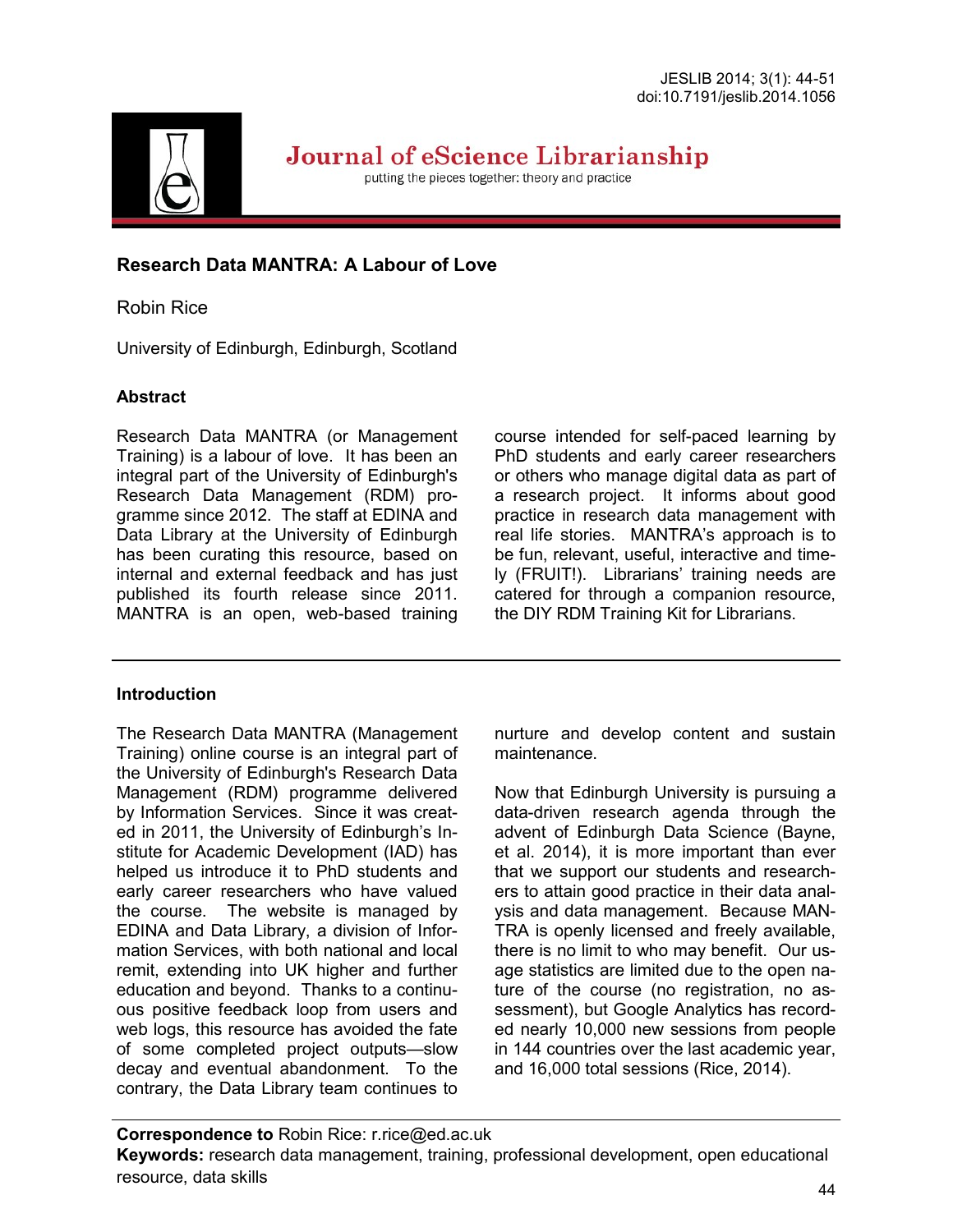# Research Data MANTRA: A Labour of Love

Robin Rice

University of Edinburgh, Edinburgh, Scotland

## Abstract

Research Data MANTRA (or Management Training) is a labour of love. It has been an integral part of the University of Edinburgh's Research Data Management (RDM) programme since 2012. The staff at EDINA and Data Library at the University of Edinburgh has been curating this resource, based on internal and external feedback and has just published its fourth release since 2011. MANTRA is an open, web-based training course intended for self-paced learning by PhD students and early career researchers or others who manage digital data as part of a research project. It informs about good practice in research data management with real life stories. MANTRA's approach is to be fun, relevant, useful, interactive and timely (FRUIT!). Librarians' training needs are catered for through a companion resource, the DIY RDM Training Kit for Librarians.

## Introduction

The Research Data MANTRA (Management Training) online course is an integral part of the University of Edinburgh's Research Data Management (RDM) programme delivered by Information Services. Since it was created in 2011, the University of Edinburgh's Institute for Academic Development (IAD) has helped us introduce it to PhD students and early career researchers who have valued the course. The website is managed by EDINA and Data Library, a division of Information Services, with both national and local remit, extending into UK higher and further education and beyond. Thanks to a continuous positive feedback loop from users and web logs, this resource has avoided the fate of some completed project outputs—slow decay and eventual abandonment. To the contrary, the Data Library team continues to nurture and develop content and sustain maintenance.

Now that Edinburgh University is pursuing a data-driven research agenda through the advent of Edinburgh Data Science (Bayne, et al. 2014), it is more important than ever that we support our students and researchers to attain good practice in their data analysis and data management. Because MANTRA is openly licensed and freely available, there is no limit to who may benefit. Our usage statistics are limited due to the open nature of the course (no registration, no assessment), but Google Analytics has recorded nearly 10,000 new sessions from people in 144 countries over the last academic year, and 16,000 total sessions (Rice, 2014).

**Correspondence to** Robin Rice: r.rice@ed.ac.uk

**Keywords:** research data management, training, professional development, open educational resource, data skills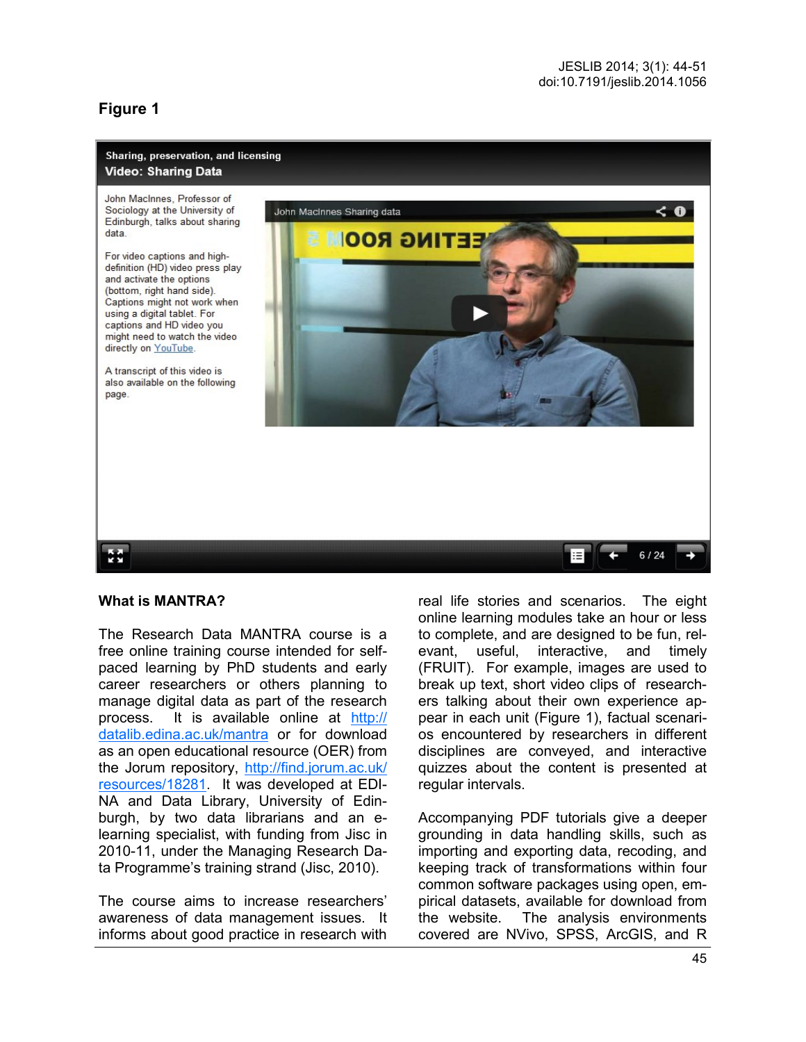## Figure 1

Sharing, preservation, and licensing

Video: Sharing Data

John MacInnes, Professor of Sociology at the University of Edinburgh, talks about sharing data.

For video captions and high-definition (HD) video press play and activate the options (bottom, right hand side). Captions might not work when using a digital tablet. For captions and HD video you might need to watch the video directly on YouTube.

A transcript of this video is also available on the following page.

John MacInnes Sharing data

6 / 24

### What is MANTRA?

The Research Data MANTRA course is a free online training course intended for self-paced learning by PhD students and early career researchers or others planning to manage digital data as part of the research process. It is available online at http://datalib.edina.ac.uk/mantra or for download as an open educational resource (OER) from the Jorum repository, http://find.jorum.ac.uk/resources/18281. It was developed at EDINA and Data Library, University of Edinburgh, by two data librarians and an e-learning specialist, with funding from Jisc in 2010-11, under the Managing Research Data Programme's training strand (Jisc, 2010).

The course aims to increase researchers' awareness of data management issues. It informs about good practice in research with real life stories and scenarios. The eight online learning modules take an hour or less to complete, and are designed to be fun, relevant, useful, interactive, and timely (FRUIT). For example, images are used to break up text, short video clips of researchers talking about their own experience appear in each unit (Figure 1), factual scenarios encountered by researchers in different disciplines are conveyed, and interactive quizzes about the content is presented at regular intervals.

Accompanying PDF tutorials give a deeper grounding in data handling skills, such as importing and exporting data, recoding, and keeping track of transformations within four common software packages using open, empirical datasets, available for download from the website. The analysis environments covered are NVivo, SPSS, ArcGIS, and R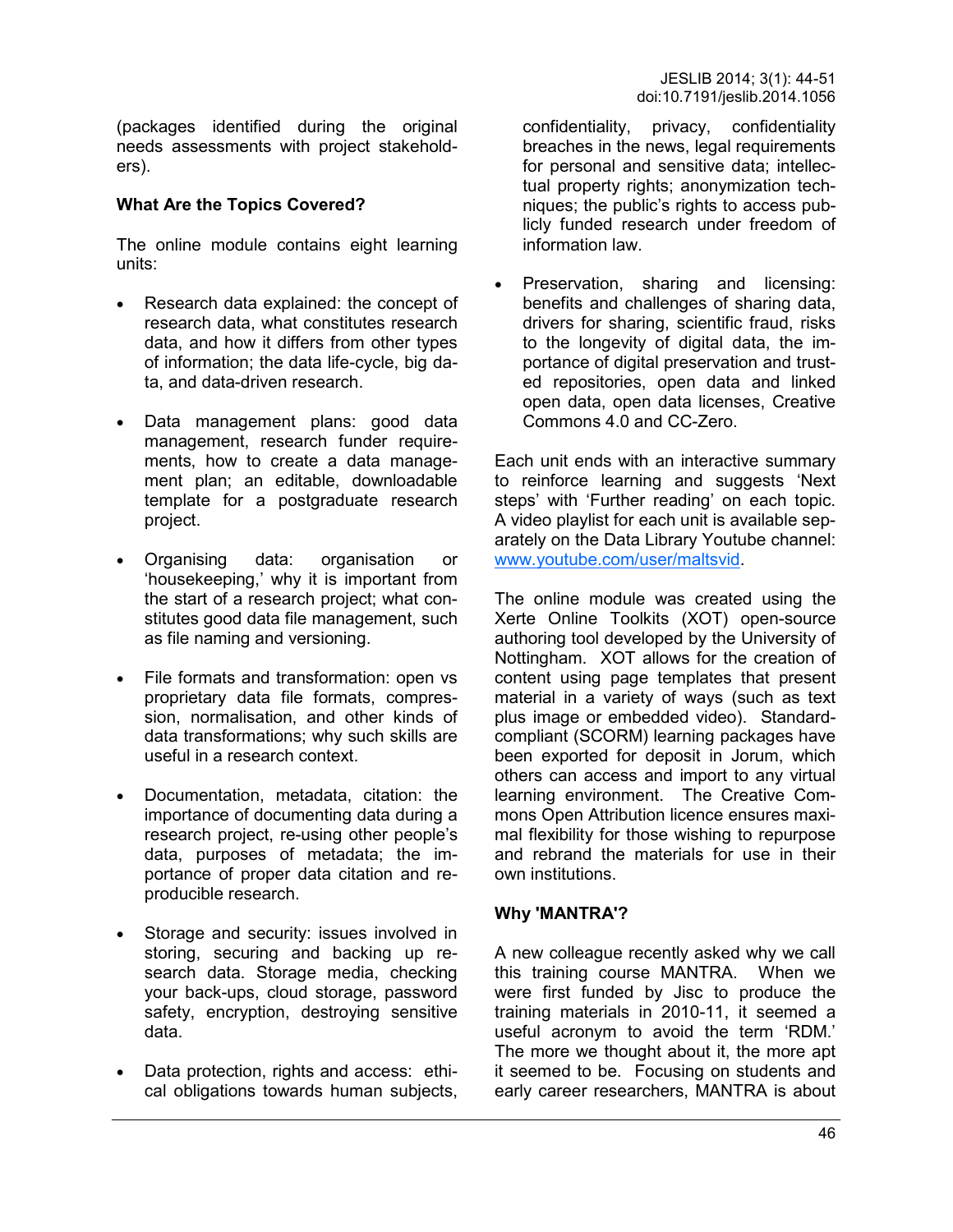(packages identified during the original needs assessments with project stakeholders).

### What Are the Topics Covered?

The online module contains eight learning units:

- Research data explained: the concept of research data, what constitutes research data, and how it differs from other types of information; the data life-cycle, big data, and data-driven research.
- Data management plans: good data management, research funder requirements, how to create a data management plan; an editable, downloadable template for a postgraduate research project.
- Organising data: organisation or 'housekeeping,' why it is important from the start of a research project; what constitutes good data file management, such as file naming and versioning.
- File formats and transformation: open vs proprietary data file formats, compression, normalisation, and other kinds of data transformations; why such skills are useful in a research context.
- Documentation, metadata, citation: the importance of documenting data during a research project, re-using other people's data, purposes of metadata; the importance of proper data citation and reproducible research.
- Storage and security: issues involved in storing, securing and backing up research data. Storage media, checking your back-ups, cloud storage, password safety, encryption, destroying sensitive data.
- Data protection, rights and access: ethical obligations towards human subjects, confidentiality, privacy, confidentiality breaches in the news, legal requirements for personal and sensitive data; intellectual property rights; anonymization techniques; the public's rights to access publicly funded research under freedom of information law.
- Preservation, sharing and licensing: benefits and challenges of sharing data, drivers for sharing, scientific fraud, risks to the longevity of digital data, the importance of digital preservation and trusted repositories, open data and linked open data, open data licenses, Creative Commons 4.0 and CC-Zero.

Each unit ends with an interactive summary to reinforce learning and suggests 'Next steps' with 'Further reading' on each topic. A video playlist for each unit is available separately on the Data Library Youtube channel: [www.youtube.com/user/maltsvid](http://www.youtube.com/user/maltsvid).

The online module was created using the Xerte Online Toolkits (XOT) open-source authoring tool developed by the University of Nottingham. XOT allows for the creation of content using page templates that present material in a variety of ways (such as text plus image or embedded video). Standard-compliant (SCORM) learning packages have been exported for deposit in Jorum, which others can access and import to any virtual learning environment. The Creative Commons Open Attribution licence ensures maximal flexibility for those wishing to repurpose and rebrand the materials for use in their own institutions.

### Why 'MANTRA'?

A new colleague recently asked why we call this training course MANTRA. When we were first funded by Jisc to produce the training materials in 2010-11, it seemed a useful acronym to avoid the term 'RDM.' The more we thought about it, the more apt it seemed to be. Focusing on students and early career researchers, MANTRA is about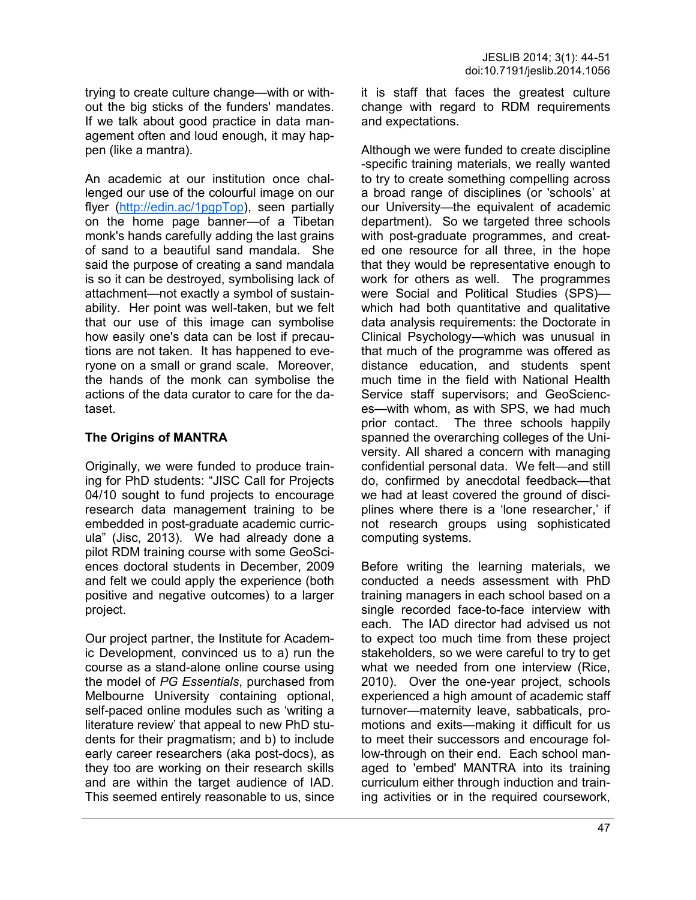trying to create culture change—with or without the big sticks of the funders' mandates. If we talk about good practice in data management often and loud enough, it may happen (like a mantra).

An academic at our institution once challenged our use of the colourful image on our flyer (http://edin.ac/1pgpTop), seen partially on the home page banner—of a Tibetan monk's hands carefully adding the last grains of sand to a beautiful sand mandala. She said the purpose of creating a sand mandala is so it can be destroyed, symbolising lack of attachment—not exactly a symbol of sustainability. Her point was well-taken, but we felt that our use of this image can symbolise how easily one's data can be lost if precautions are not taken. It has happened to everyone on a small or grand scale. Moreover, the hands of the monk can symbolise the actions of the data curator to care for the dataset.

**The Origins of MANTRA**

Originally, we were funded to produce training for PhD students: "JISC Call for Projects 04/10 sought to fund projects to encourage research data management training to be embedded in post-graduate academic curricula" (Jisc, 2013). We had already done a pilot RDM training course with some GeoSciences doctoral students in December, 2009 and felt we could apply the experience (both positive and negative outcomes) to a larger project.

Our project partner, the Institute for Academic Development, convinced us to a) run the course as a stand-alone online course using the model of *PG Essentials*, purchased from Melbourne University containing optional, self-paced online modules such as 'writing a literature review' that appeal to new PhD students for their pragmatism; and b) to include early career researchers (aka post-docs), as they too are working on their research skills and are within the target audience of IAD. This seemed entirely reasonable to us, since it is staff that faces the greatest culture change with regard to RDM requirements and expectations.

Although we were funded to create discipline-specific training materials, we really wanted to try to create something compelling across a broad range of disciplines (or 'schools' at our University—the equivalent of academic department). So we targeted three schools with post-graduate programmes, and created one resource for all three, in the hope that they would be representative enough to work for others as well. The programmes were Social and Political Studies (SPS)—which had both quantitative and qualitative data analysis requirements: the Doctorate in Clinical Psychology—which was unusual in that much of the programme was offered as distance education, and students spent much time in the field with National Health Service staff supervisors; and GeoSciences—with whom, as with SPS, we had much prior contact. The three schools happily spanned the overarching colleges of the University. All shared a concern with managing confidential personal data. We felt—and still do, confirmed by anecdotal feedback—that we had at least covered the ground of disciplines where there is a 'lone researcher,' if not research groups using sophisticated computing systems.

Before writing the learning materials, we conducted a needs assessment with PhD training managers in each school based on a single recorded face-to-face interview with each. The IAD director had advised us not to expect too much time from these project stakeholders, so we were careful to try to get what we needed from one interview (Rice, 2010). Over the one-year project, schools experienced a high amount of academic staff turnover—maternity leave, sabbaticals, promotions and exits—making it difficult for us to meet their successors and encourage follow-through on their end. Each school managed to 'embed' MANTRA into its training curriculum either through induction and training activities or in the required coursework,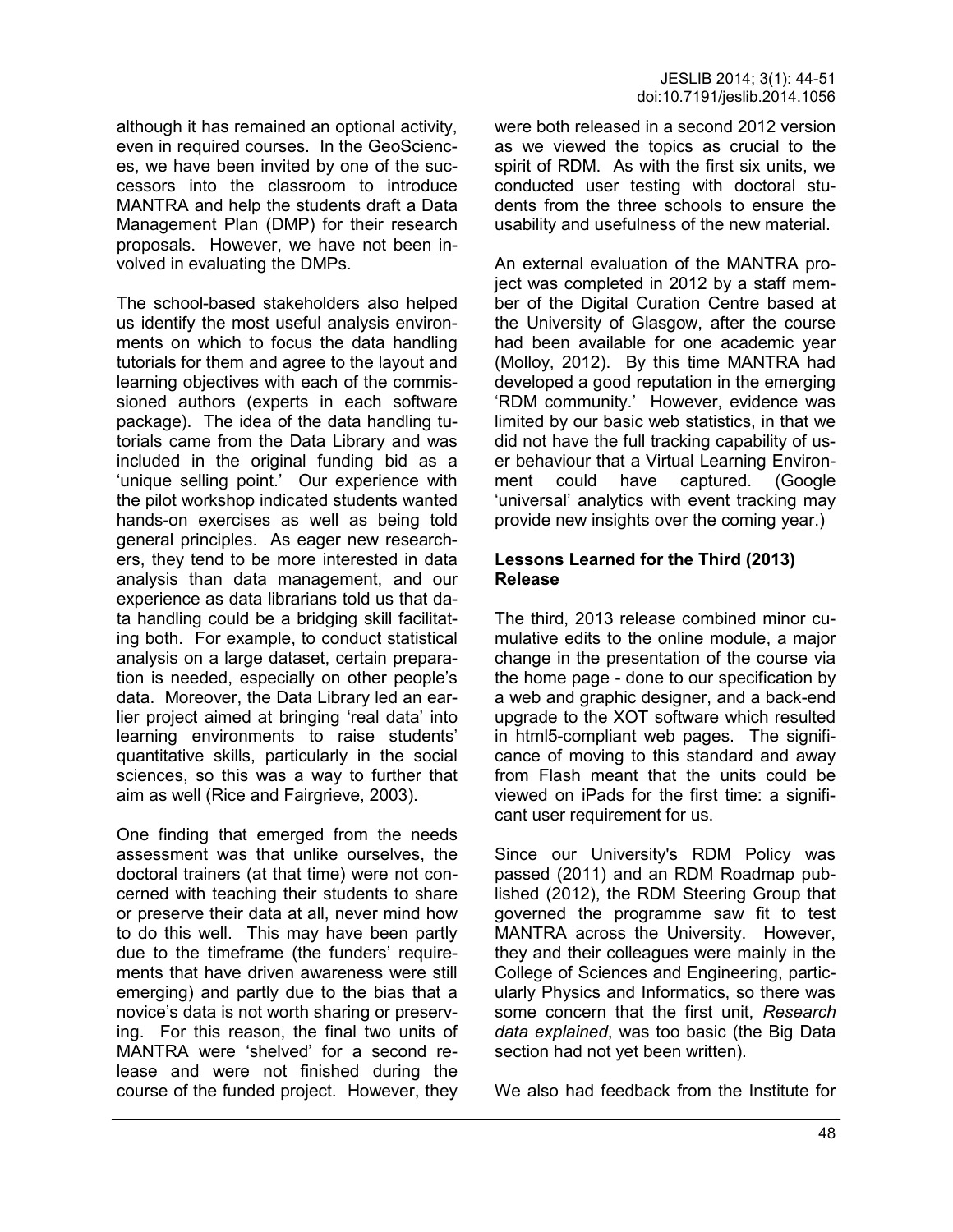although it has remained an optional activity, even in required courses. In the GeoSciences, we have been invited by one of the successors into the classroom to introduce MANTRA and help the students draft a Data Management Plan (DMP) for their research proposals. However, we have not been involved in evaluating the DMPs.

The school-based stakeholders also helped us identify the most useful analysis environments on which to focus the data handling tutorials for them and agree to the layout and learning objectives with each of the commissioned authors (experts in each software package). The idea of the data handling tutorials came from the Data Library and was included in the original funding bid as a 'unique selling point.' Our experience with the pilot workshop indicated students wanted hands-on exercises as well as being told general principles. As eager new researchers, they tend to be more interested in data analysis than data management, and our experience as data librarians told us that data handling could be a bridging skill facilitating both. For example, to conduct statistical analysis on a large dataset, certain preparation is needed, especially on other people's data. Moreover, the Data Library led an earlier project aimed at bringing 'real data' into learning environments to raise students' quantitative skills, particularly in the social sciences, so this was a way to further that aim as well (Rice and Fairgrieve, 2003).

One finding that emerged from the needs assessment was that unlike ourselves, the doctoral trainers (at that time) were not concerned with teaching their students to share or preserve their data at all, never mind how to do this well. This may have been partly due to the timeframe (the funders' requirements that have driven awareness were still emerging) and partly due to the bias that a novice's data is not worth sharing or preserving. For this reason, the final two units of MANTRA were 'shelved' for a second release and were not finished during the course of the funded project. However, they were both released in a second 2012 version as we viewed the topics as crucial to the spirit of RDM. As with the first six units, we conducted user testing with doctoral students from the three schools to ensure the usability and usefulness of the new material.

An external evaluation of the MANTRA project was completed in 2012 by a staff member of the Digital Curation Centre based at the University of Glasgow, after the course had been available for one academic year (Molloy, 2012). By this time MANTRA had developed a good reputation in the emerging 'RDM community.' However, evidence was limited by our basic web statistics, in that we did not have the full tracking capability of user behaviour that a Virtual Learning Environment could have captured. (Google 'universal' analytics with event tracking may provide new insights over the coming year.)

**Lessons Learned for the Third (2013) Release**

The third, 2013 release combined minor cumulative edits to the online module, a major change in the presentation of the course via the home page - done to our specification by a web and graphic designer, and a back-end upgrade to the XOT software which resulted in html5-compliant web pages. The significance of moving to this standard and away from Flash meant that the units could be viewed on iPads for the first time: a significant user requirement for us.

Since our University's RDM Policy was passed (2011) and an RDM Roadmap published (2012), the RDM Steering Group that governed the programme saw fit to test MANTRA across the University. However, they and their colleagues were mainly in the College of Sciences and Engineering, particularly Physics and Informatics, so there was some concern that the first unit, *Research data explained*, was too basic (the Big Data section had not yet been written).

We also had feedback from the Institute for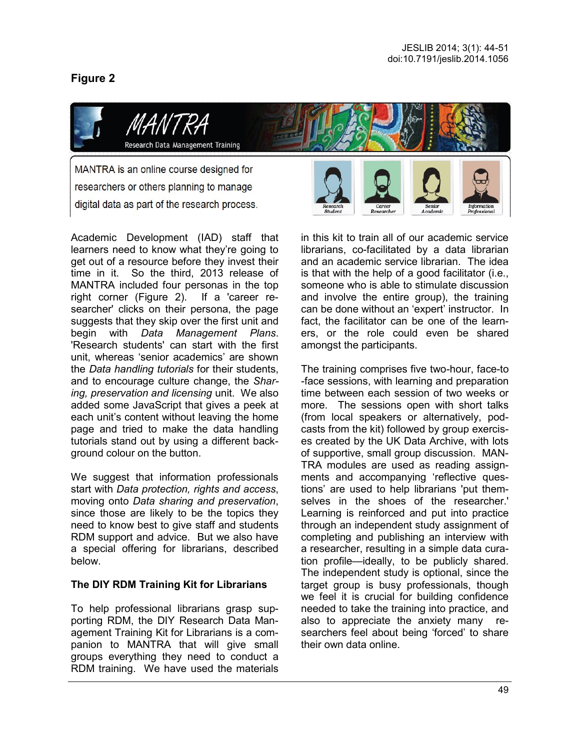**Figure 2**

Academic Development (IAD) staff that learners need to know what they're going to get out of a resource before they invest their time in it. So the third, 2013 release of MANTRA included four personas in the top right corner (Figure 2). If a 'career researcher' clicks on their persona, the page suggests that they skip over the first unit and begin with *Data Management Plans*. 'Research students' can start with the first unit, whereas 'senior academics' are shown the *Data handling tutorials* for their students, and to encourage culture change, the *Sharing, preservation and licensing* unit. We also added some JavaScript that gives a peek at each unit's content without leaving the home page and tried to make the data handling tutorials stand out by using a different background colour on the button.

We suggest that information professionals start with *Data protection, rights and access*, moving onto *Data sharing and preservation*, since those are likely to be the topics they need to know best to give staff and students RDM support and advice. But we also have a special offering for librarians, described below.

**The DIY RDM Training Kit for Librarians**

To help professional librarians grasp supporting RDM, the DIY Research Data Management Training Kit for Librarians is a companion to MANTRA that will give small groups everything they need to conduct a RDM training. We have used the materials in this kit to train all of our academic service librarians, co-facilitated by a data librarian and an academic service librarian. The idea is that with the help of a good facilitator (i.e., someone who is able to stimulate discussion and involve the entire group), the training can be done without an 'expert' instructor. In fact, the facilitator can be one of the learners, or the role could even be shared amongst the participants.

The training comprises five two-hour, face-to-face sessions, with learning and preparation time between each session of two weeks or more. The sessions open with short talks (from local speakers or alternatively, podcasts from the kit) followed by group exercises created by the UK Data Archive, with lots of supportive, small group discussion. MANTRA modules are used as reading assignments and accompanying 'reflective questions' are used to help librarians 'put themselves in the shoes of the researcher.' Learning is reinforced and put into practice through an independent study assignment of completing and publishing an interview with a researcher, resulting in a simple data curation profile—ideally, to be publicly shared. The independent study is optional, since the target group is busy professionals, though we feel it is crucial for building confidence needed to take the training into practice, and also to appreciate the anxiety many researchers feel about being 'forced' to share their own data online.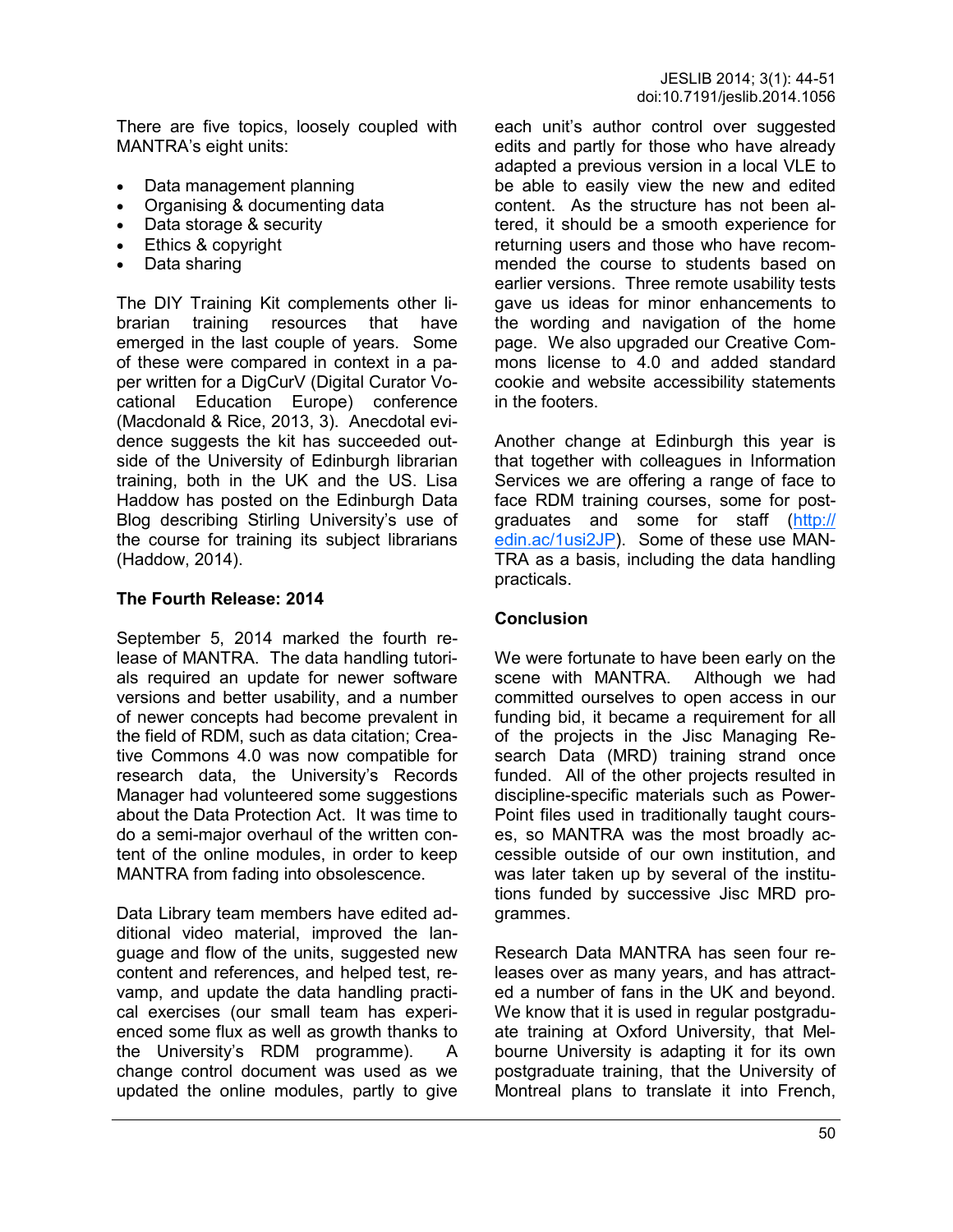There are five topics, loosely coupled with MANTRA's eight units:

- Data management planning
- Organising & documenting data
- Data storage & security
- Ethics & copyright
- Data sharing

The DIY Training Kit complements other librarian training resources that have emerged in the last couple of years. Some of these were compared in context in a paper written for a DigCurV (Digital Curator Vocational Education Europe) conference (Macdonald & Rice, 2013, 3). Anecdotal evidence suggests the kit has succeeded outside of the University of Edinburgh librarian training, both in the UK and the US. Lisa Haddow has posted on the Edinburgh Data Blog describing Stirling University's use of the course for training its subject librarians (Haddow, 2014).

### The Fourth Release: 2014

September 5, 2014 marked the fourth release of MANTRA. The data handling tutorials required an update for newer software versions and better usability, and a number of newer concepts had become prevalent in the field of RDM, such as data citation; Creative Commons 4.0 was now compatible for research data, the University's Records Manager had volunteered some suggestions about the Data Protection Act. It was time to do a semi-major overhaul of the written content of the online modules, in order to keep MANTRA from fading into obsolescence.

Data Library team members have edited additional video material, improved the language and flow of the units, suggested new content and references, and helped test, revamp, and update the data handling practical exercises (our small team has experienced some flux as well as growth thanks to the University's RDM programme). A change control document was used as we updated the online modules, partly to give each unit's author control over suggested edits and partly for those who have already adapted a previous version in a local VLE to be able to easily view the new and edited content. As the structure has not been altered, it should be a smooth experience for returning users and those who have recommended the course to students based on earlier versions. Three remote usability tests gave us ideas for minor enhancements to the wording and navigation of the home page. We also upgraded our Creative Commons license to 4.0 and added standard cookie and website accessibility statements in the footers.

Another change at Edinburgh this year is that together with colleagues in Information Services we are offering a range of face to face RDM training courses, some for postgraduates and some for staff (http://edin.ac/1usi2JP). Some of these use MANTRA as a basis, including the data handling practicals.

### Conclusion

We were fortunate to have been early on the scene with MANTRA. Although we had committed ourselves to open access in our funding bid, it became a requirement for all of the projects in the Jisc Managing Research Data (MRD) training strand once funded. All of the other projects resulted in discipline-specific materials such as PowerPoint files used in traditionally taught courses, so MANTRA was the most broadly accessible outside of our own institution, and was later taken up by several of the institutions funded by successive Jisc MRD programmes.

Research Data MANTRA has seen four releases over as many years, and has attracted a number of fans in the UK and beyond. We know that it is used in regular postgraduate training at Oxford University, that Melbourne University is adapting it for its own postgraduate training, that the University of Montreal plans to translate it into French,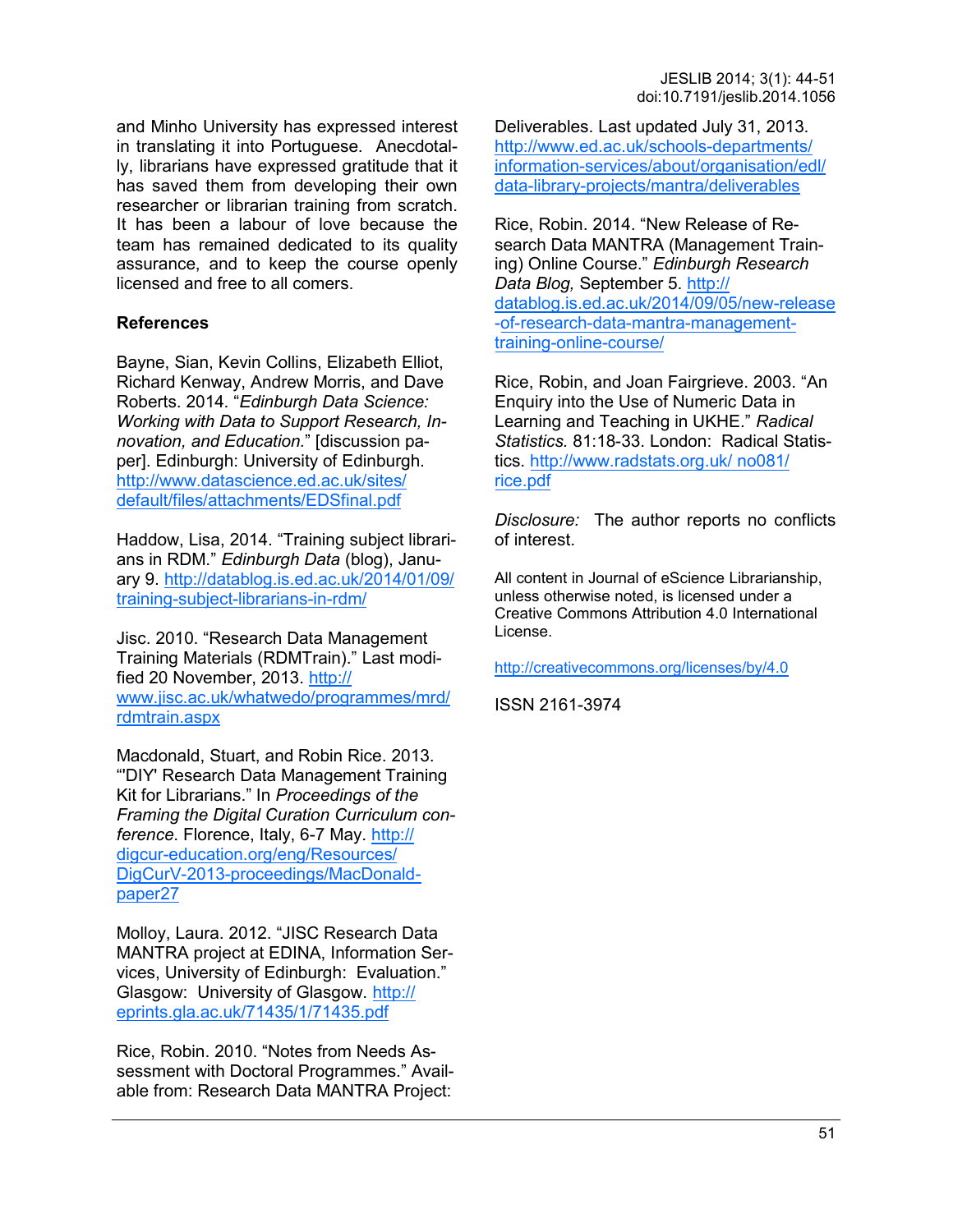and Minho University has expressed interest in translating it into Portuguese. Anecdotally, librarians have expressed gratitude that it has saved them from developing their own researcher or librarian training from scratch. It has been a labour of love because the team has remained dedicated to its quality assurance, and to keep the course openly licensed and free to all comers.

## References

Bayne, Sian, Kevin Collins, Elizabeth Elliot, Richard Kenway, Andrew Morris, and Dave Roberts. 2014. "*Edinburgh Data Science: Working with Data to Support Research, Innovation, and Education.*" [discussion paper]. Edinburgh: University of Edinburgh. http://www.datascience.ed.ac.uk/sites/default/files/attachments/EDSfinal.pdf

Haddow, Lisa, 2014. "Training subject librarians in RDM." *Edinburgh Data* (blog), January 9. http://datablog.is.ed.ac.uk/2014/01/09/training-subject-librarians-in-rdm/

Jisc. 2010. "Research Data Management Training Materials (RDMTrain)." Last modified 20 November, 2013. http://www.jisc.ac.uk/whatwedo/programmes/mrd/rdmtrain.aspx

Macdonald, Stuart, and Robin Rice. 2013. "'DIY' Research Data Management Training Kit for Librarians." In *Proceedings of the Framing the Digital Curation Curriculum conference.* Florence, Italy, 6-7 May. http://digcur-education.org/eng/Resources/DigCurV-2013-proceedings/MacDonald-paper27

Molloy, Laura. 2012. "JISC Research Data MANTRA project at EDINA, Information Services, University of Edinburgh: Evaluation." Glasgow: University of Glasgow. http://eprints.gla.ac.uk/71435/1/71435.pdf

Rice, Robin. 2010. "Notes from Needs Assessment with Doctoral Programmes." Available from: Research Data MANTRA Project: Deliverables. Last updated July 31, 2013. http://www.ed.ac.uk/schools-departments/information-services/about/organisation/edl/data-library-projects/mantra/deliverables

Rice, Robin. 2014. "New Release of Research Data MANTRA (Management Training) Online Course." *Edinburgh Research Data Blog,* September 5. http://datablog.is.ed.ac.uk/2014/09/05/new-release-of-research-data-mantra-management-training-online-course/

Rice, Robin, and Joan Fairgrieve. 2003. "An Enquiry into the Use of Numeric Data in Learning and Teaching in UKHE." *Radical Statistics.* 81:18-33. London: Radical Statistics. http://www.radstats.org.uk/ no081/rice.pdf

*Disclosure:* The author reports no conflicts of interest.

All content in Journal of eScience Librarianship, unless otherwise noted, is licensed under a Creative Commons Attribution 4.0 International License.

http://creativecommons.org/licenses/by/4.0

ISSN 2161-3974